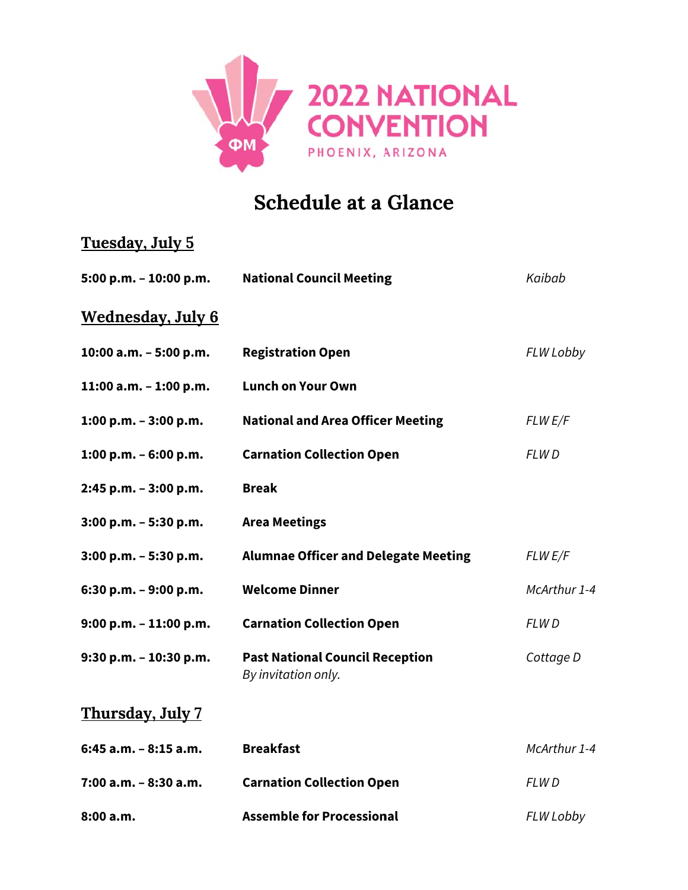# 2022 NATIONAL CONVENTION

PHOENIX, ARIZONA

## Schedule at a Glance

### Tuesday, July 5

| | | |
|---|---|---|
| **5:00 p.m. – 10:00 p.m.** | **National Council Meeting** | *Kaibab* |

### Wednesday, July 6

| | | |
|---|---|---|
| **10:00 a.m. – 5:00 p.m.** | **Registration Open** | *FLW Lobby* |
| **11:00 a.m. – 1:00 p.m.** | **Lunch on Your Own** | |
| **1:00 p.m. – 3:00 p.m.** | **National and Area Officer Meeting** | *FLW E/F* |
| **1:00 p.m. – 6:00 p.m.** | **Carnation Collection Open** | *FLW D* |
| **2:45 p.m. – 3:00 p.m.** | **Break** | |
| **3:00 p.m. – 5:30 p.m.** | **Area Meetings** | |
| **3:00 p.m. – 5:30 p.m.** | **Alumnae Officer and Delegate Meeting** | *FLW E/F* |
| **6:30 p.m. – 9:00 p.m.** | **Welcome Dinner** | *McArthur 1-4* |
| **9:00 p.m. – 11:00 p.m.** | **Carnation Collection Open** | *FLW D* |
| **9:30 p.m. – 10:30 p.m.** | **Past National Council Reception** *By invitation only.* | *Cottage D* |

### Thursday, July 7

| | | |
|---|---|---|
| **6:45 a.m. – 8:15 a.m.** | **Breakfast** | *McArthur 1-4* |
| **7:00 a.m. – 8:30 a.m.** | **Carnation Collection Open** | *FLW D* |
| **8:00 a.m.** | **Assemble for Processional** | *FLW Lobby* |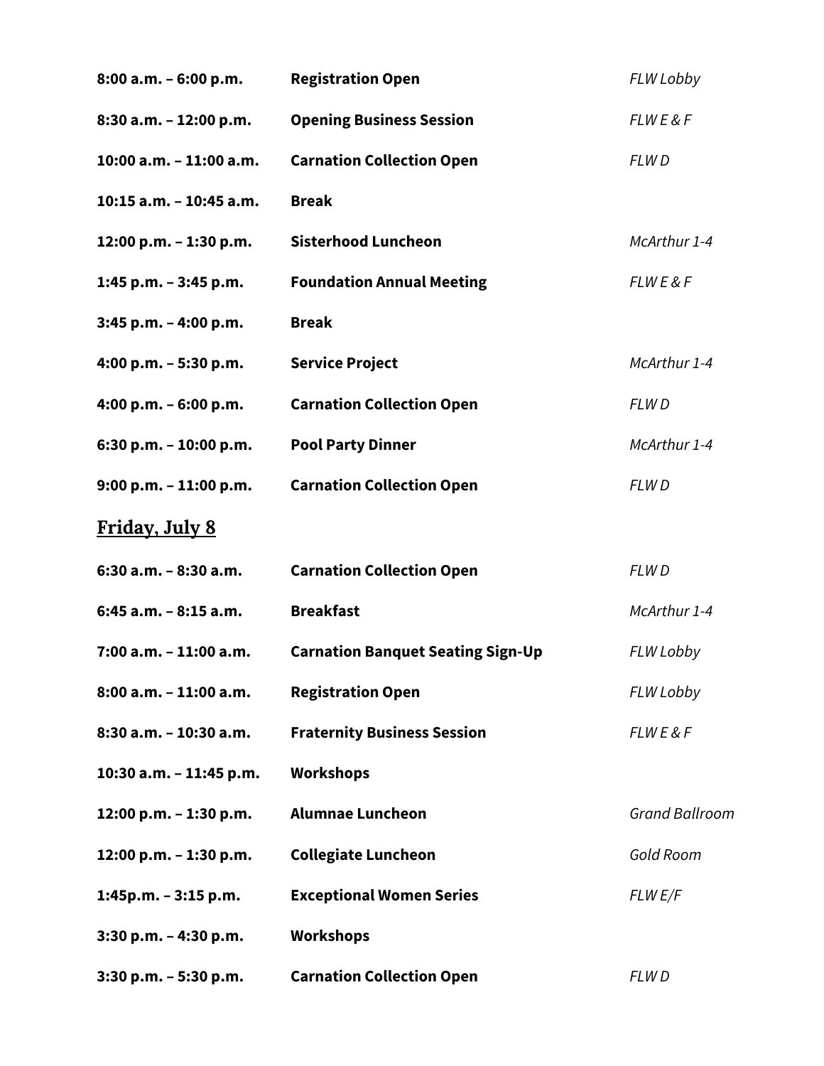| | | |
|---|---|---|
| **8:00 a.m. – 6:00 p.m.** | **Registration Open** | *FLW Lobby* |
| **8:30 a.m. – 12:00 p.m.** | **Opening Business Session** | *FLW E & F* |
| **10:00 a.m. – 11:00 a.m.** | **Carnation Collection Open** | *FLW D* |
| **10:15 a.m. – 10:45 a.m.** | **Break** | |
| **12:00 p.m. – 1:30 p.m.** | **Sisterhood Luncheon** | *McArthur 1-4* |
| **1:45 p.m. – 3:45 p.m.** | **Foundation Annual Meeting** | *FLW E & F* |
| **3:45 p.m. – 4:00 p.m.** | **Break** | |
| **4:00 p.m. – 5:30 p.m.** | **Service Project** | *McArthur 1-4* |
| **4:00 p.m. – 6:00 p.m.** | **Carnation Collection Open** | *FLW D* |
| **6:30 p.m. – 10:00 p.m.** | **Pool Party Dinner** | *McArthur 1-4* |
| **9:00 p.m. – 11:00 p.m.** | **Carnation Collection Open** | *FLW D* |

## Friday, July 8

| | | |
|---|---|---|
| **6:30 a.m. – 8:30 a.m.** | **Carnation Collection Open** | *FLW D* |
| **6:45 a.m. – 8:15 a.m.** | **Breakfast** | *McArthur 1-4* |
| **7:00 a.m. – 11:00 a.m.** | **Carnation Banquet Seating Sign-Up** | *FLW Lobby* |
| **8:00 a.m. – 11:00 a.m.** | **Registration Open** | *FLW Lobby* |
| **8:30 a.m. – 10:30 a.m.** | **Fraternity Business Session** | *FLW E & F* |
| **10:30 a.m. – 11:45 p.m.** | **Workshops** | |
| **12:00 p.m. – 1:30 p.m.** | **Alumnae Luncheon** | *Grand Ballroom* |
| **12:00 p.m. – 1:30 p.m.** | **Collegiate Luncheon** | *Gold Room* |
| **1:45p.m. – 3:15 p.m.** | **Exceptional Women Series** | *FLW E/F* |
| **3:30 p.m. – 4:30 p.m.** | **Workshops** | |
| **3:30 p.m. – 5:30 p.m.** | **Carnation Collection Open** | *FLW D* |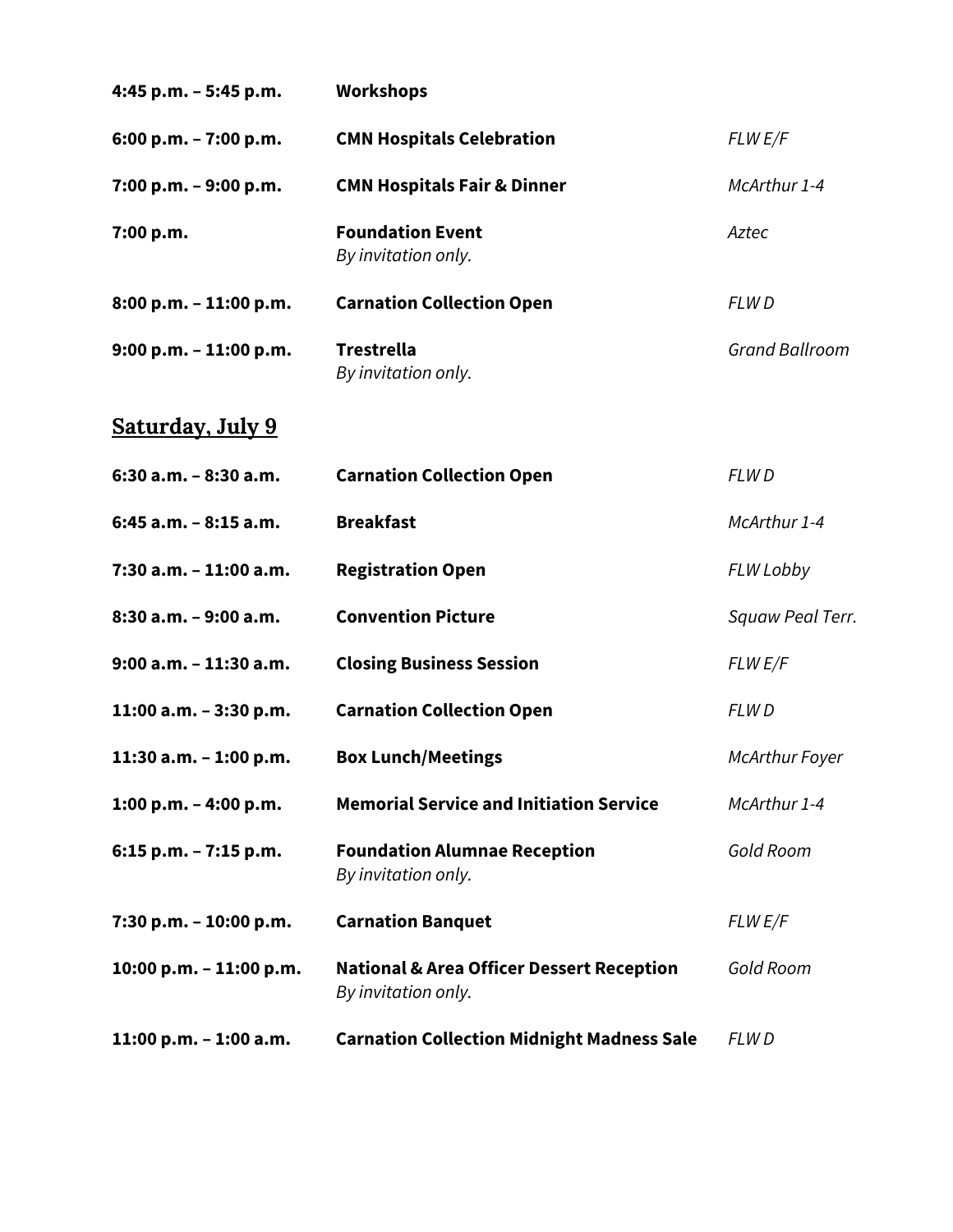| | | |
|---|---|---|
| **4:45 p.m. – 5:45 p.m.** | **Workshops** | |
| **6:00 p.m. – 7:00 p.m.** | **CMN Hospitals Celebration** | *FLW E/F* |
| **7:00 p.m. – 9:00 p.m.** | **CMN Hospitals Fair & Dinner** | *McArthur 1-4* |
| **7:00 p.m.** | **Foundation Event**<br>*By invitation only.* | *Aztec* |
| **8:00 p.m. – 11:00 p.m.** | **Carnation Collection Open** | *FLW D* |
| **9:00 p.m. – 11:00 p.m.** | **Trestrella**<br>*By invitation only.* | *Grand Ballroom* |

## Saturday, July 9

| | | |
|---|---|---|
| **6:30 a.m. – 8:30 a.m.** | **Carnation Collection Open** | *FLW D* |
| **6:45 a.m. – 8:15 a.m.** | **Breakfast** | *McArthur 1-4* |
| **7:30 a.m. – 11:00 a.m.** | **Registration Open** | *FLW Lobby* |
| **8:30 a.m. – 9:00 a.m.** | **Convention Picture** | *Squaw Peal Terr.* |
| **9:00 a.m. – 11:30 a.m.** | **Closing Business Session** | *FLW E/F* |
| **11:00 a.m. – 3:30 p.m.** | **Carnation Collection Open** | *FLW D* |
| **11:30 a.m. – 1:00 p.m.** | **Box Lunch/Meetings** | *McArthur Foyer* |
| **1:00 p.m. – 4:00 p.m.** | **Memorial Service and Initiation Service** | *McArthur 1-4* |
| **6:15 p.m. – 7:15 p.m.** | **Foundation Alumnae Reception**<br>*By invitation only.* | *Gold Room* |
| **7:30 p.m. – 10:00 p.m.** | **Carnation Banquet** | *FLW E/F* |
| **10:00 p.m. – 11:00 p.m.** | **National & Area Officer Dessert Reception**<br>*By invitation only.* | *Gold Room* |
| **11:00 p.m. – 1:00 a.m.** | **Carnation Collection Midnight Madness Sale** | *FLW D* |